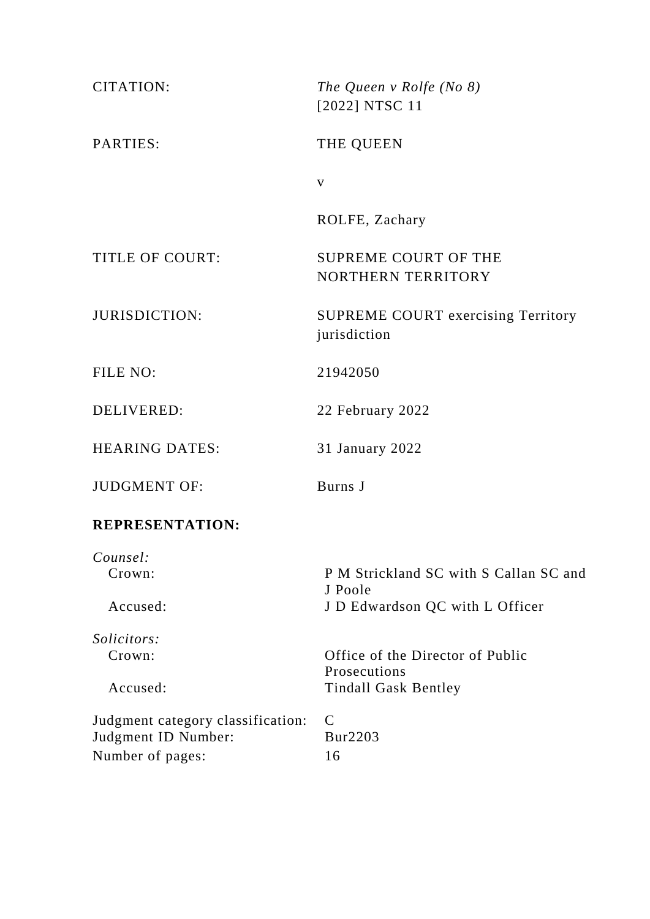| | |
|---|---|
| CITATION: | *The Queen v Rolfe (No 8)* [2022] NTSC 11 |
| PARTIES: | THE QUEEN |
| | v |
| | ROLFE, Zachary |
| TITLE OF COURT: | SUPREME COURT OF THE NORTHERN TERRITORY |
| JURISDICTION: | SUPREME COURT exercising Territory jurisdiction |
| FILE NO: | 21942050 |
| DELIVERED: | 22 February 2022 |
| HEARING DATES: | 31 January 2022 |
| JUDGMENT OF: | Burns J |

**REPRESENTATION:**

| | |
|---|---|
| *Counsel:* | |
| Crown: | P M Strickland SC with S Callan SC and J Poole |
| Accused: | J D Edwardson QC with L Officer |
| *Solicitors:* | |
| Crown: | Office of the Director of Public Prosecutions |
| Accused: | Tindall Gask Bentley |

| | |
|---|---|
| Judgment category classification: | C |
| Judgment ID Number: | Bur2203 |
| Number of pages: | 16 |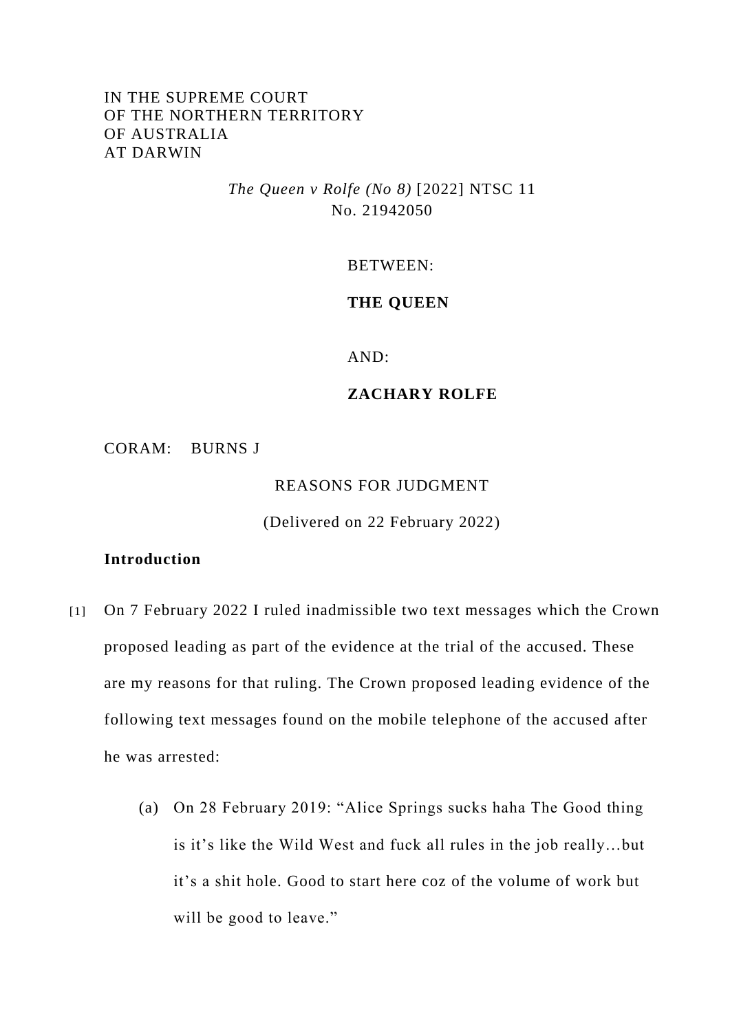IN THE SUPREME COURT
OF THE NORTHERN TERRITORY
OF AUSTRALIA
AT DARWIN

*The Queen v Rolfe (No 8)* [2022] NTSC 11
No. 21942050

BETWEEN:

**THE QUEEN**

AND:

**ZACHARY ROLFE**

CORAM: BURNS J

REASONS FOR JUDGMENT

(Delivered on 22 February 2022)

**Introduction**

[1] On 7 February 2022 I ruled inadmissible two text messages which the Crown proposed leading as part of the evidence at the trial of the accused. These are my reasons for that ruling. The Crown proposed leading evidence of the following text messages found on the mobile telephone of the accused after he was arrested:

(a) On 28 February 2019: "Alice Springs sucks haha The Good thing is it's like the Wild West and fuck all rules in the job really…but it's a shit hole. Good to start here coz of the volume of work but will be good to leave."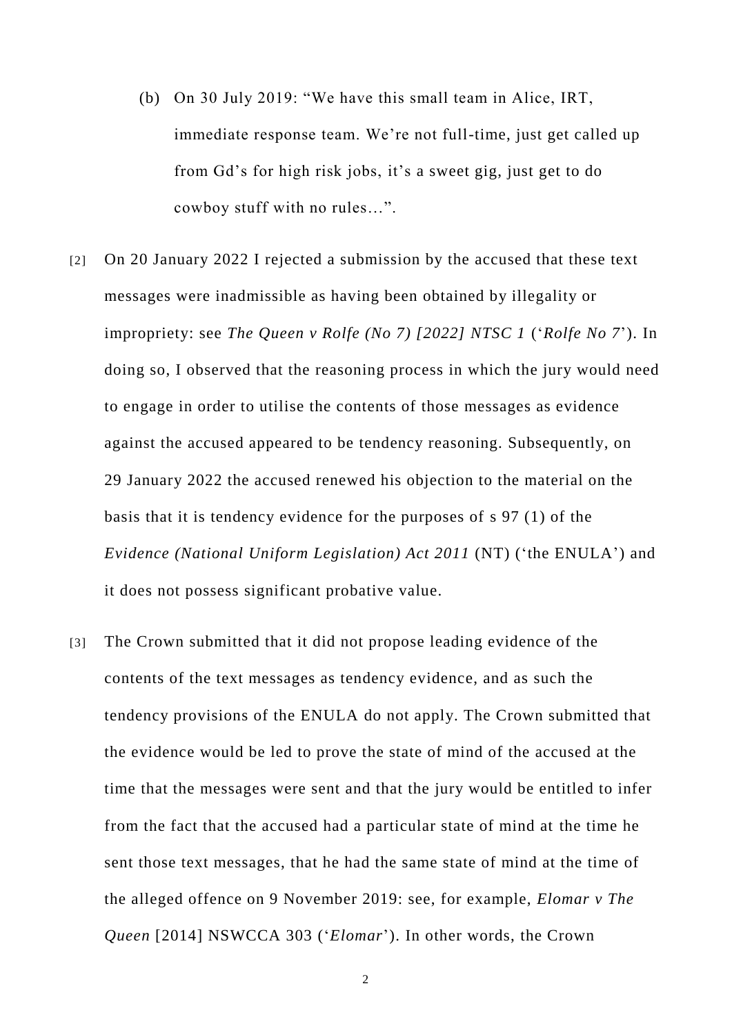(b) On 30 July 2019: "We have this small team in Alice, IRT, immediate response team. We're not full-time, just get called up from Gd's for high risk jobs, it's a sweet gig, just get to do cowboy stuff with no rules…".

[2] On 20 January 2022 I rejected a submission by the accused that these text messages were inadmissible as having been obtained by illegality or impropriety: see *The Queen v Rolfe (No 7) [2022] NTSC 1* ('*Rolfe No 7*'). In doing so, I observed that the reasoning process in which the jury would need to engage in order to utilise the contents of those messages as evidence against the accused appeared to be tendency reasoning. Subsequently, on 29 January 2022 the accused renewed his objection to the material on the basis that it is tendency evidence for the purposes of s 97 (1) of the *Evidence (National Uniform Legislation) Act 2011* (NT) ('the ENULA') and it does not possess significant probative value.

[3] The Crown submitted that it did not propose leading evidence of the contents of the text messages as tendency evidence, and as such the tendency provisions of the ENULA do not apply. The Crown submitted that the evidence would be led to prove the state of mind of the accused at the time that the messages were sent and that the jury would be entitled to infer from the fact that the accused had a particular state of mind at the time he sent those text messages, that he had the same state of mind at the time of the alleged offence on 9 November 2019: see, for example, *Elomar v The Queen* [2014] NSWCCA 303 ('*Elomar*'). In other words, the Crown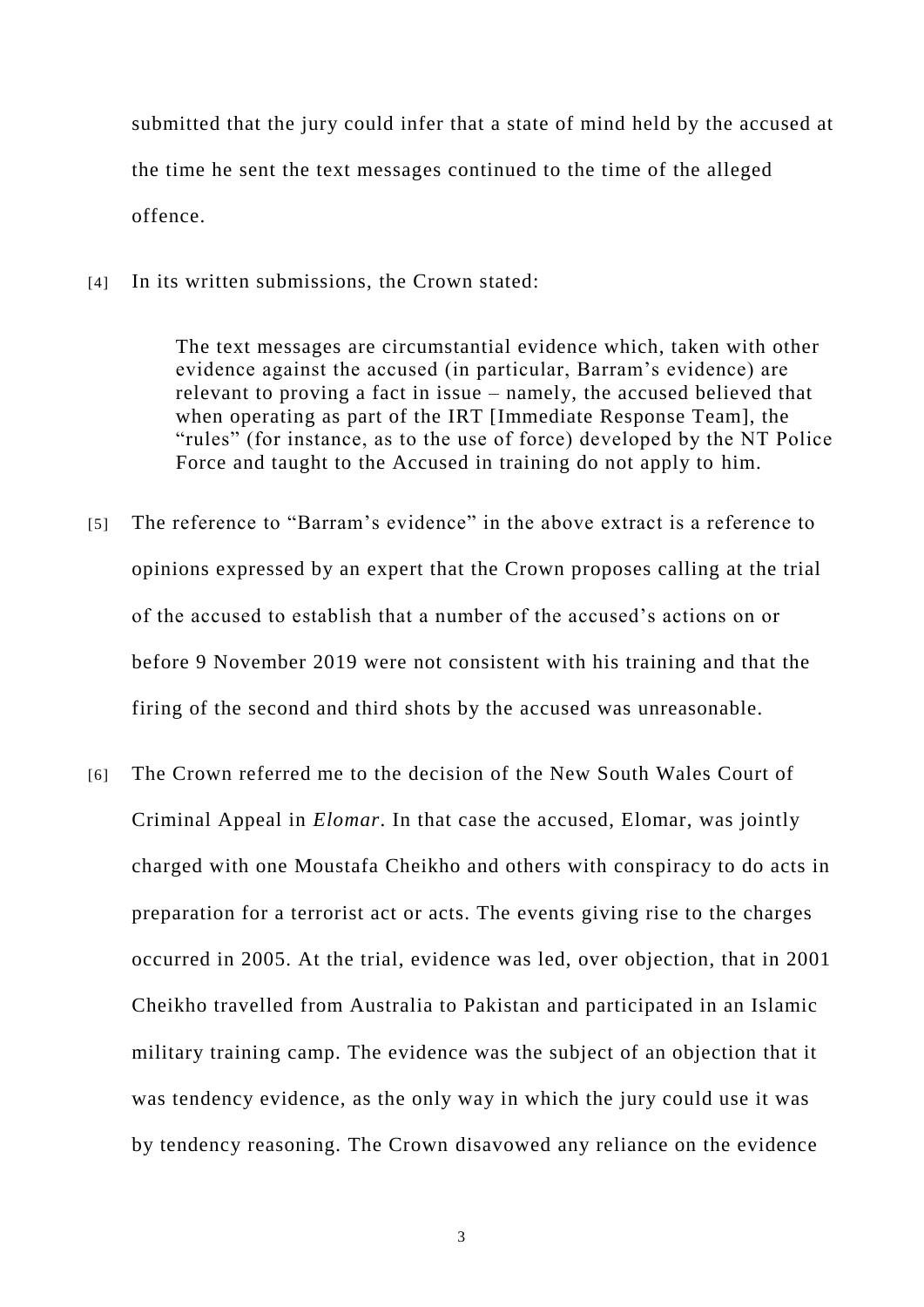submitted that the jury could infer that a state of mind held by the accused at the time he sent the text messages continued to the time of the alleged offence.

[4] In its written submissions, the Crown stated:

> The text messages are circumstantial evidence which, taken with other evidence against the accused (in particular, Barram's evidence) are relevant to proving a fact in issue – namely, the accused believed that when operating as part of the IRT [Immediate Response Team], the "rules" (for instance, as to the use of force) developed by the NT Police Force and taught to the Accused in training do not apply to him.

[5] The reference to "Barram's evidence" in the above extract is a reference to opinions expressed by an expert that the Crown proposes calling at the trial of the accused to establish that a number of the accused's actions on or before 9 November 2019 were not consistent with his training and that the firing of the second and third shots by the accused was unreasonable.

[6] The Crown referred me to the decision of the New South Wales Court of Criminal Appeal in *Elomar*. In that case the accused, Elomar, was jointly charged with one Moustafa Cheikho and others with conspiracy to do acts in preparation for a terrorist act or acts. The events giving rise to the charges occurred in 2005. At the trial, evidence was led, over objection, that in 2001 Cheikho travelled from Australia to Pakistan and participated in an Islamic military training camp. The evidence was the subject of an objection that it was tendency evidence, as the only way in which the jury could use it was by tendency reasoning. The Crown disavowed any reliance on the evidence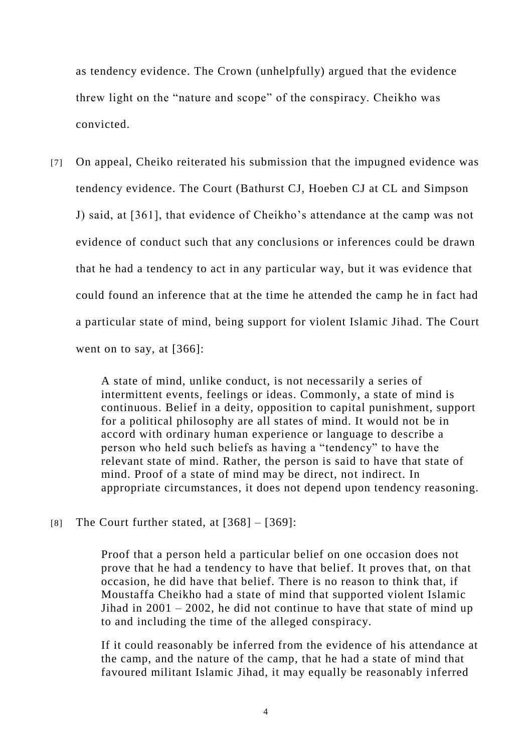as tendency evidence. The Crown (unhelpfully) argued that the evidence threw light on the "nature and scope" of the conspiracy. Cheikho was convicted.

[7] On appeal, Cheiko reiterated his submission that the impugned evidence was tendency evidence. The Court (Bathurst CJ, Hoeben CJ at CL and Simpson J) said, at [361], that evidence of Cheikho's attendance at the camp was not evidence of conduct such that any conclusions or inferences could be drawn that he had a tendency to act in any particular way, but it was evidence that could found an inference that at the time he attended the camp he in fact had a particular state of mind, being support for violent Islamic Jihad. The Court went on to say, at [366]:

> A state of mind, unlike conduct, is not necessarily a series of intermittent events, feelings or ideas. Commonly, a state of mind is continuous. Belief in a deity, opposition to capital punishment, support for a political philosophy are all states of mind. It would not be in accord with ordinary human experience or language to describe a person who held such beliefs as having a "tendency" to have the relevant state of mind. Rather, the person is said to have that state of mind. Proof of a state of mind may be direct, not indirect. In appropriate circumstances, it does not depend upon tendency reasoning.

[8] The Court further stated, at [368] – [369]:

> Proof that a person held a particular belief on one occasion does not prove that he had a tendency to have that belief. It proves that, on that occasion, he did have that belief. There is no reason to think that, if Moustaffa Cheikho had a state of mind that supported violent Islamic Jihad in 2001 – 2002, he did not continue to have that state of mind up to and including the time of the alleged conspiracy.
>
> If it could reasonably be inferred from the evidence of his attendance at the camp, and the nature of the camp, that he had a state of mind that favoured militant Islamic Jihad, it may equally be reasonably inferred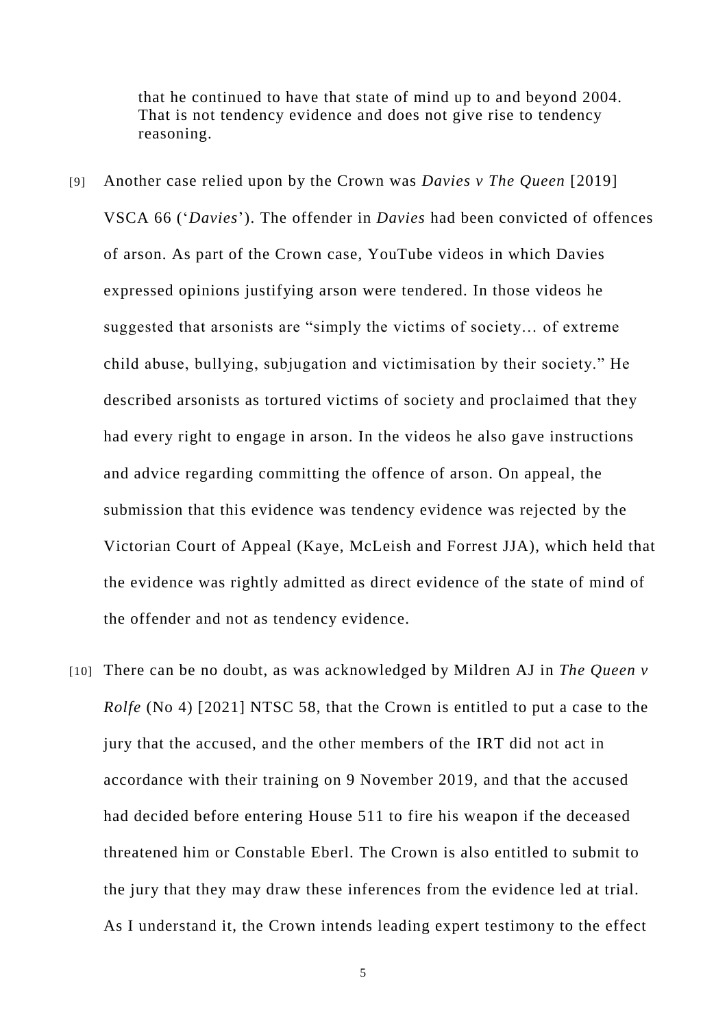that he continued to have that state of mind up to and beyond 2004. That is not tendency evidence and does not give rise to tendency reasoning.

[9] Another case relied upon by the Crown was *Davies v The Queen* [2019] VSCA 66 ('*Davies*'). The offender in *Davies* had been convicted of offences of arson. As part of the Crown case, YouTube videos in which Davies expressed opinions justifying arson were tendered. In those videos he suggested that arsonists are "simply the victims of society… of extreme child abuse, bullying, subjugation and victimisation by their society." He described arsonists as tortured victims of society and proclaimed that they had every right to engage in arson. In the videos he also gave instructions and advice regarding committing the offence of arson. On appeal, the submission that this evidence was tendency evidence was rejected by the Victorian Court of Appeal (Kaye, McLeish and Forrest JJA), which held that the evidence was rightly admitted as direct evidence of the state of mind of the offender and not as tendency evidence.

[10] There can be no doubt, as was acknowledged by Mildren AJ in *The Queen v Rolfe* (No 4) [2021] NTSC 58, that the Crown is entitled to put a case to the jury that the accused, and the other members of the IRT did not act in accordance with their training on 9 November 2019, and that the accused had decided before entering House 511 to fire his weapon if the deceased threatened him or Constable Eberl. The Crown is also entitled to submit to the jury that they may draw these inferences from the evidence led at trial. As I understand it, the Crown intends leading expert testimony to the effect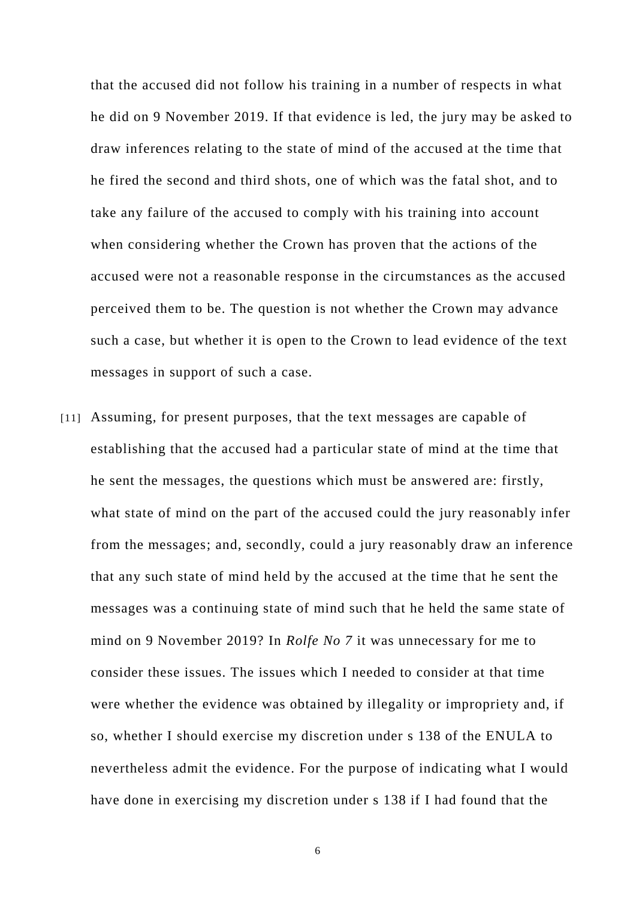that the accused did not follow his training in a number of respects in what he did on 9 November 2019. If that evidence is led, the jury may be asked to draw inferences relating to the state of mind of the accused at the time that he fired the second and third shots, one of which was the fatal shot, and to take any failure of the accused to comply with his training into account when considering whether the Crown has proven that the actions of the accused were not a reasonable response in the circumstances as the accused perceived them to be. The question is not whether the Crown may advance such a case, but whether it is open to the Crown to lead evidence of the text messages in support of such a case.

[11] Assuming, for present purposes, that the text messages are capable of establishing that the accused had a particular state of mind at the time that he sent the messages, the questions which must be answered are: firstly, what state of mind on the part of the accused could the jury reasonably infer from the messages; and, secondly, could a jury reasonably draw an inference that any such state of mind held by the accused at the time that he sent the messages was a continuing state of mind such that he held the same state of mind on 9 November 2019? In *Rolfe No 7* it was unnecessary for me to consider these issues. The issues which I needed to consider at that time were whether the evidence was obtained by illegality or impropriety and, if so, whether I should exercise my discretion under s 138 of the ENULA to nevertheless admit the evidence. For the purpose of indicating what I would have done in exercising my discretion under s 138 if I had found that the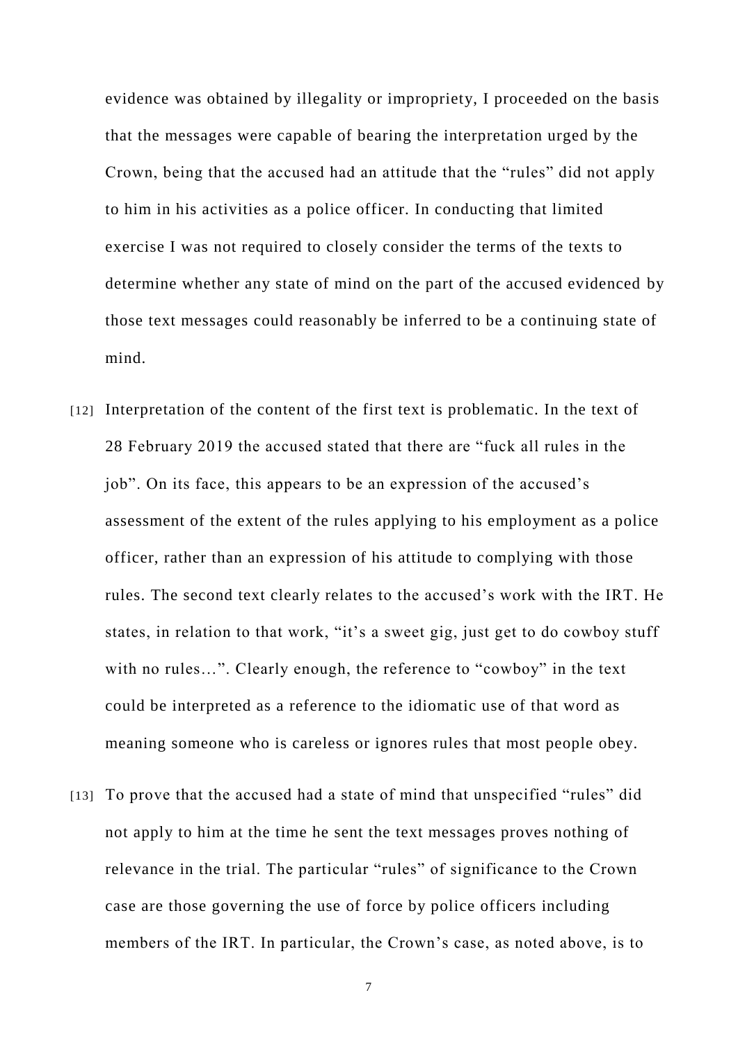evidence was obtained by illegality or impropriety, I proceeded on the basis that the messages were capable of bearing the interpretation urged by the Crown, being that the accused had an attitude that the "rules" did not apply to him in his activities as a police officer. In conducting that limited exercise I was not required to closely consider the terms of the texts to determine whether any state of mind on the part of the accused evidenced by those text messages could reasonably be inferred to be a continuing state of mind.

[12] Interpretation of the content of the first text is problematic. In the text of 28 February 2019 the accused stated that there are "fuck all rules in the job". On its face, this appears to be an expression of the accused's assessment of the extent of the rules applying to his employment as a police officer, rather than an expression of his attitude to complying with those rules. The second text clearly relates to the accused's work with the IRT. He states, in relation to that work, "it's a sweet gig, just get to do cowboy stuff with no rules…". Clearly enough, the reference to "cowboy" in the text could be interpreted as a reference to the idiomatic use of that word as meaning someone who is careless or ignores rules that most people obey.

[13] To prove that the accused had a state of mind that unspecified "rules" did not apply to him at the time he sent the text messages proves nothing of relevance in the trial. The particular "rules" of significance to the Crown case are those governing the use of force by police officers including members of the IRT. In particular, the Crown's case, as noted above, is to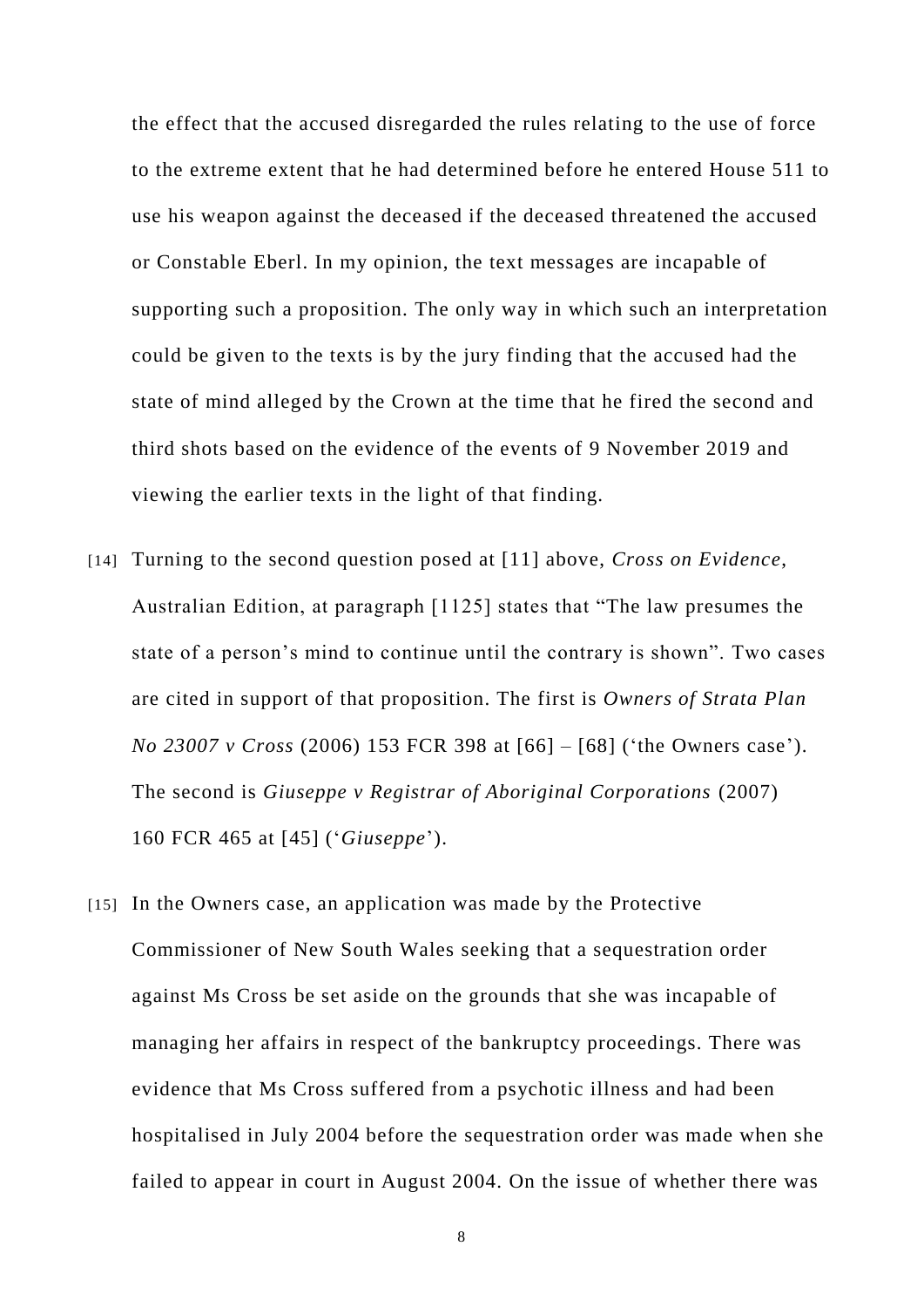the effect that the accused disregarded the rules relating to the use of force to the extreme extent that he had determined before he entered House 511 to use his weapon against the deceased if the deceased threatened the accused or Constable Eberl. In my opinion, the text messages are incapable of supporting such a proposition. The only way in which such an interpretation could be given to the texts is by the jury finding that the accused had the state of mind alleged by the Crown at the time that he fired the second and third shots based on the evidence of the events of 9 November 2019 and viewing the earlier texts in the light of that finding.

[14] Turning to the second question posed at [11] above, *Cross on Evidence*, Australian Edition, at paragraph [1125] states that "The law presumes the state of a person's mind to continue until the contrary is shown". Two cases are cited in support of that proposition. The first is *Owners of Strata Plan No 23007 v Cross* (2006) 153 FCR 398 at [66] – [68] ('the Owners case'). The second is *Giuseppe v Registrar of Aboriginal Corporations* (2007) 160 FCR 465 at [45] ('*Giuseppe*').

[15] In the Owners case, an application was made by the Protective Commissioner of New South Wales seeking that a sequestration order against Ms Cross be set aside on the grounds that she was incapable of managing her affairs in respect of the bankruptcy proceedings. There was evidence that Ms Cross suffered from a psychotic illness and had been hospitalised in July 2004 before the sequestration order was made when she failed to appear in court in August 2004. On the issue of whether there was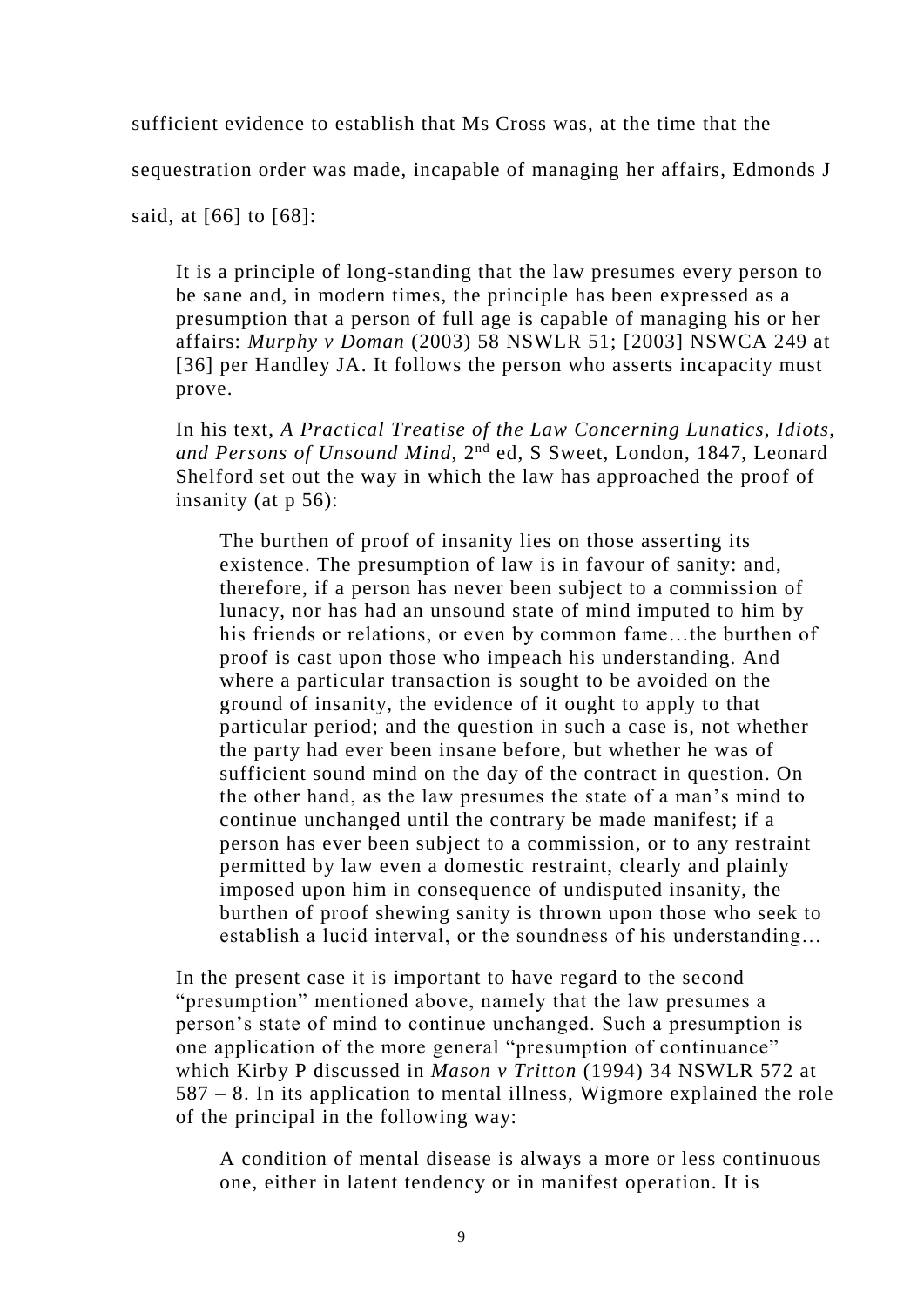sufficient evidence to establish that Ms Cross was, at the time that the sequestration order was made, incapable of managing her affairs, Edmonds J said, at [66] to [68]:

> It is a principle of long-standing that the law presumes every person to be sane and, in modern times, the principle has been expressed as a presumption that a person of full age is capable of managing his or her affairs: *Murphy v Doman* (2003) 58 NSWLR 51; [2003] NSWCA 249 at [36] per Handley JA. It follows the person who asserts incapacity must prove.
>
> In his text, *A Practical Treatise of the Law Concerning Lunatics, Idiots, and Persons of Unsound Mind*, 2nd ed, S Sweet, London, 1847, Leonard Shelford set out the way in which the law has approached the proof of insanity (at p 56):
>
> > The burthen of proof of insanity lies on those asserting its existence. The presumption of law is in favour of sanity: and, therefore, if a person has never been subject to a commission of lunacy, nor has had an unsound state of mind imputed to him by his friends or relations, or even by common fame…the burthen of proof is cast upon those who impeach his understanding. And where a particular transaction is sought to be avoided on the ground of insanity, the evidence of it ought to apply to that particular period; and the question in such a case is, not whether the party had ever been insane before, but whether he was of sufficient sound mind on the day of the contract in question. On the other hand, as the law presumes the state of a man's mind to continue unchanged until the contrary be made manifest; if a person has ever been subject to a commission, or to any restraint permitted by law even a domestic restraint, clearly and plainly imposed upon him in consequence of undisputed insanity, the burthen of proof shewing sanity is thrown upon those who seek to establish a lucid interval, or the soundness of his understanding…
>
> In the present case it is important to have regard to the second "presumption" mentioned above, namely that the law presumes a person's state of mind to continue unchanged. Such a presumption is one application of the more general "presumption of continuance" which Kirby P discussed in *Mason v Tritton* (1994) 34 NSWLR 572 at 587 – 8. In its application to mental illness, Wigmore explained the role of the principal in the following way:
>
> > A condition of mental disease is always a more or less continuous one, either in latent tendency or in manifest operation. It is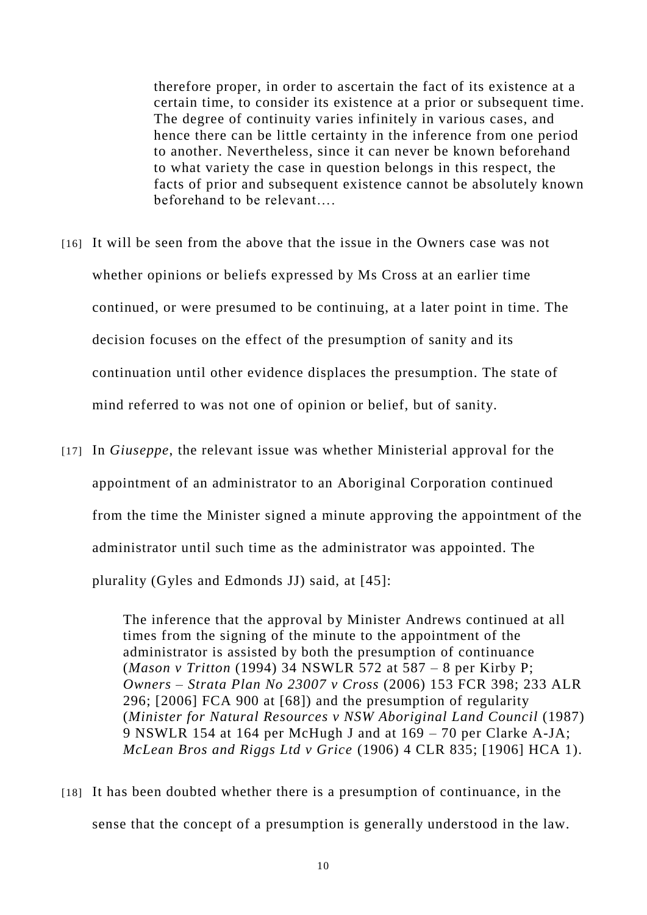> therefore proper, in order to ascertain the fact of its existence at a certain time, to consider its existence at a prior or subsequent time. The degree of continuity varies infinitely in various cases, and hence there can be little certainty in the inference from one period to another. Nevertheless, since it can never be known beforehand to what variety the case in question belongs in this respect, the facts of prior and subsequent existence cannot be absolutely known beforehand to be relevant….

[16] It will be seen from the above that the issue in the Owners case was not whether opinions or beliefs expressed by Ms Cross at an earlier time continued, or were presumed to be continuing, at a later point in time. The decision focuses on the effect of the presumption of sanity and its continuation until other evidence displaces the presumption. The state of mind referred to was not one of opinion or belief, but of sanity.

[17] In *Giuseppe*, the relevant issue was whether Ministerial approval for the appointment of an administrator to an Aboriginal Corporation continued from the time the Minister signed a minute approving the appointment of the administrator until such time as the administrator was appointed. The plurality (Gyles and Edmonds JJ) said, at [45]:

> The inference that the approval by Minister Andrews continued at all times from the signing of the minute to the appointment of the administrator is assisted by both the presumption of continuance (*Mason v Tritton* (1994) 34 NSWLR 572 at 587 – 8 per Kirby P; *Owners – Strata Plan No 23007 v Cross* (2006) 153 FCR 398; 233 ALR 296; [2006] FCA 900 at [68]) and the presumption of regularity (*Minister for Natural Resources v NSW Aboriginal Land Council* (1987) 9 NSWLR 154 at 164 per McHugh J and at 169 – 70 per Clarke A-JA; *McLean Bros and Riggs Ltd v Grice* (1906) 4 CLR 835; [1906] HCA 1).

[18] It has been doubted whether there is a presumption of continuance, in the sense that the concept of a presumption is generally understood in the law.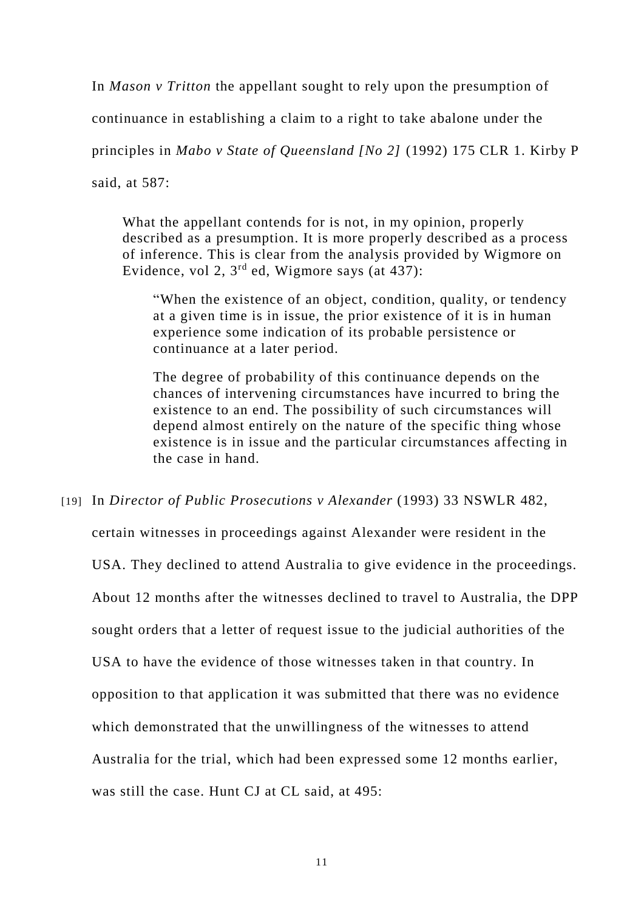In *Mason v Tritton* the appellant sought to rely upon the presumption of continuance in establishing a claim to a right to take abalone under the principles in *Mabo v State of Queensland [No 2]* (1992) 175 CLR 1. Kirby P said, at 587:

> What the appellant contends for is not, in my opinion, properly described as a presumption. It is more properly described as a process of inference. This is clear from the analysis provided by Wigmore on Evidence, vol 2, 3rd ed, Wigmore says (at 437):
>
> > "When the existence of an object, condition, quality, or tendency at a given time is in issue, the prior existence of it is in human experience some indication of its probable persistence or continuance at a later period.
> >
> > The degree of probability of this continuance depends on the chances of intervening circumstances have incurred to bring the existence to an end. The possibility of such circumstances will depend almost entirely on the nature of the specific thing whose existence is in issue and the particular circumstances affecting in the case in hand.

[19] In *Director of Public Prosecutions v Alexander* (1993) 33 NSWLR 482, certain witnesses in proceedings against Alexander were resident in the USA. They declined to attend Australia to give evidence in the proceedings. About 12 months after the witnesses declined to travel to Australia, the DPP sought orders that a letter of request issue to the judicial authorities of the USA to have the evidence of those witnesses taken in that country. In opposition to that application it was submitted that there was no evidence which demonstrated that the unwillingness of the witnesses to attend Australia for the trial, which had been expressed some 12 months earlier, was still the case. Hunt CJ at CL said, at 495: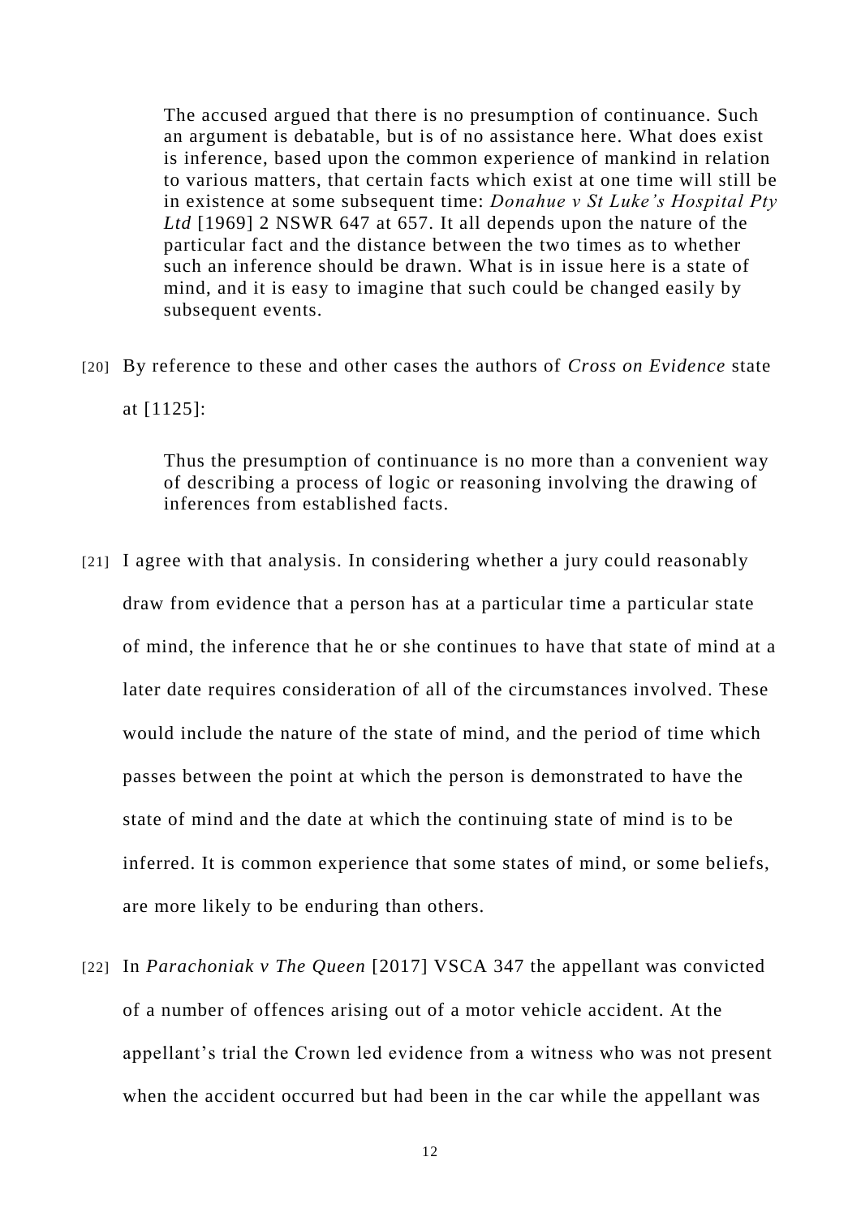> The accused argued that there is no presumption of continuance. Such an argument is debatable, but is of no assistance here. What does exist is inference, based upon the common experience of mankind in relation to various matters, that certain facts which exist at one time will still be in existence at some subsequent time: *Donahue v St Luke's Hospital Pty Ltd* [1969] 2 NSWR 647 at 657. It all depends upon the nature of the particular fact and the distance between the two times as to whether such an inference should be drawn. What is in issue here is a state of mind, and it is easy to imagine that such could be changed easily by subsequent events.

[20] By reference to these and other cases the authors of *Cross on Evidence* state at [1125]:

> Thus the presumption of continuance is no more than a convenient way of describing a process of logic or reasoning involving the drawing of inferences from established facts.

[21] I agree with that analysis. In considering whether a jury could reasonably draw from evidence that a person has at a particular time a particular state of mind, the inference that he or she continues to have that state of mind at a later date requires consideration of all of the circumstances involved. These would include the nature of the state of mind, and the period of time which passes between the point at which the person is demonstrated to have the state of mind and the date at which the continuing state of mind is to be inferred. It is common experience that some states of mind, or some beliefs, are more likely to be enduring than others.

[22] In *Parachoniak v The Queen* [2017] VSCA 347 the appellant was convicted of a number of offences arising out of a motor vehicle accident. At the appellant's trial the Crown led evidence from a witness who was not present when the accident occurred but had been in the car while the appellant was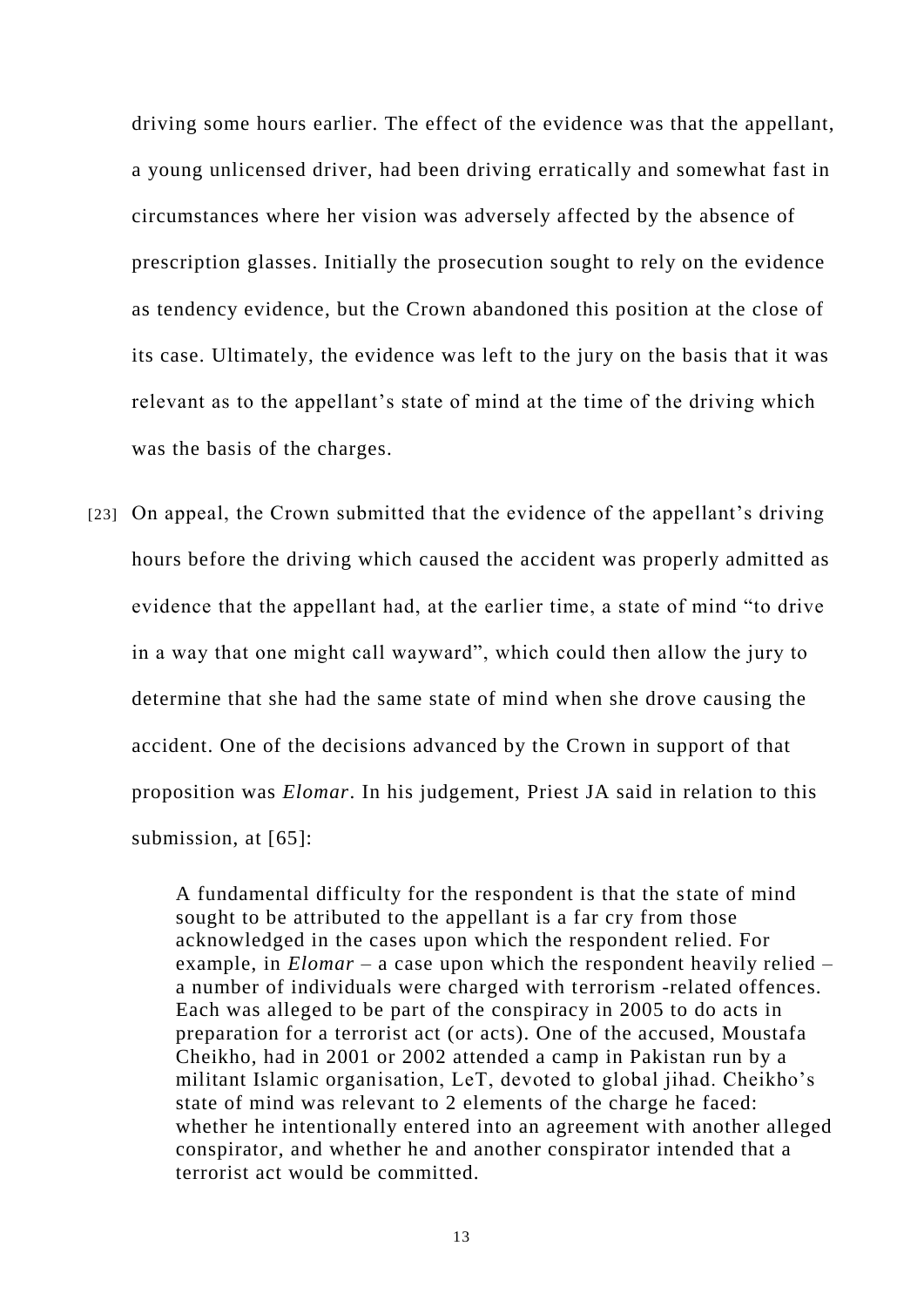driving some hours earlier. The effect of the evidence was that the appellant, a young unlicensed driver, had been driving erratically and somewhat fast in circumstances where her vision was adversely affected by the absence of prescription glasses. Initially the prosecution sought to rely on the evidence as tendency evidence, but the Crown abandoned this position at the close of its case. Ultimately, the evidence was left to the jury on the basis that it was relevant as to the appellant's state of mind at the time of the driving which was the basis of the charges.

[23] On appeal, the Crown submitted that the evidence of the appellant's driving hours before the driving which caused the accident was properly admitted as evidence that the appellant had, at the earlier time, a state of mind "to drive in a way that one might call wayward", which could then allow the jury to determine that she had the same state of mind when she drove causing the accident. One of the decisions advanced by the Crown in support of that proposition was *Elomar*. In his judgement, Priest JA said in relation to this submission, at [65]:

> A fundamental difficulty for the respondent is that the state of mind sought to be attributed to the appellant is a far cry from those acknowledged in the cases upon which the respondent relied. For example, in *Elomar* – a case upon which the respondent heavily relied – a number of individuals were charged with terrorism -related offences. Each was alleged to be part of the conspiracy in 2005 to do acts in preparation for a terrorist act (or acts). One of the accused, Moustafa Cheikho, had in 2001 or 2002 attended a camp in Pakistan run by a militant Islamic organisation, LeT, devoted to global jihad. Cheikho's state of mind was relevant to 2 elements of the charge he faced: whether he intentionally entered into an agreement with another alleged conspirator, and whether he and another conspirator intended that a terrorist act would be committed.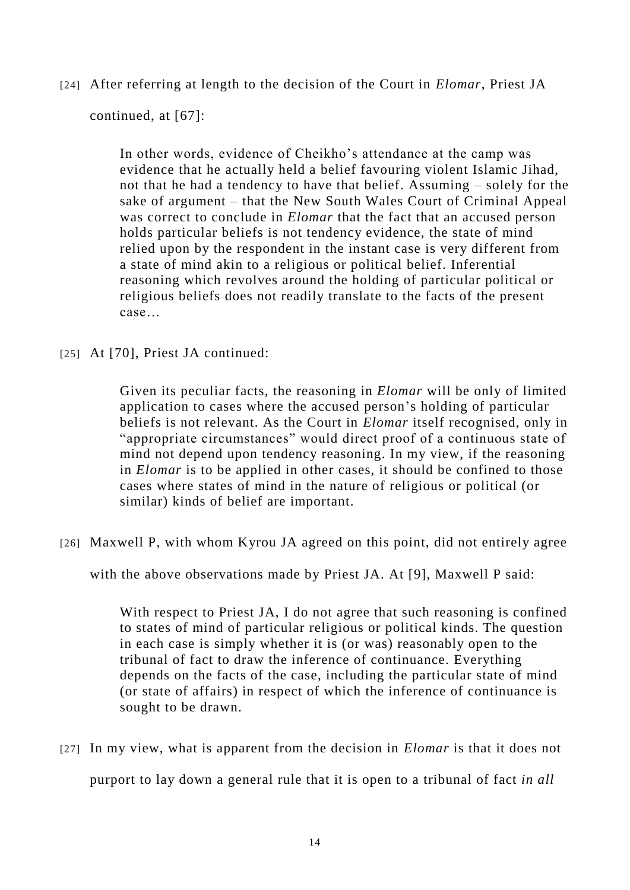[24] After referring at length to the decision of the Court in *Elomar*, Priest JA continued, at [67]:

> In other words, evidence of Cheikho's attendance at the camp was evidence that he actually held a belief favouring violent Islamic Jihad, not that he had a tendency to have that belief. Assuming – solely for the sake of argument – that the New South Wales Court of Criminal Appeal was correct to conclude in *Elomar* that the fact that an accused person holds particular beliefs is not tendency evidence, the state of mind relied upon by the respondent in the instant case is very different from a state of mind akin to a religious or political belief. Inferential reasoning which revolves around the holding of particular political or religious beliefs does not readily translate to the facts of the present case…

[25] At [70], Priest JA continued:

> Given its peculiar facts, the reasoning in *Elomar* will be only of limited application to cases where the accused person's holding of particular beliefs is not relevant. As the Court in *Elomar* itself recognised, only in "appropriate circumstances" would direct proof of a continuous state of mind not depend upon tendency reasoning. In my view, if the reasoning in *Elomar* is to be applied in other cases, it should be confined to those cases where states of mind in the nature of religious or political (or similar) kinds of belief are important.

[26] Maxwell P, with whom Kyrou JA agreed on this point, did not entirely agree with the above observations made by Priest JA. At [9], Maxwell P said:

> With respect to Priest JA, I do not agree that such reasoning is confined to states of mind of particular religious or political kinds. The question in each case is simply whether it is (or was) reasonably open to the tribunal of fact to draw the inference of continuance. Everything depends on the facts of the case, including the particular state of mind (or state of affairs) in respect of which the inference of continuance is sought to be drawn.

[27] In my view, what is apparent from the decision in *Elomar* is that it does not purport to lay down a general rule that it is open to a tribunal of fact *in all*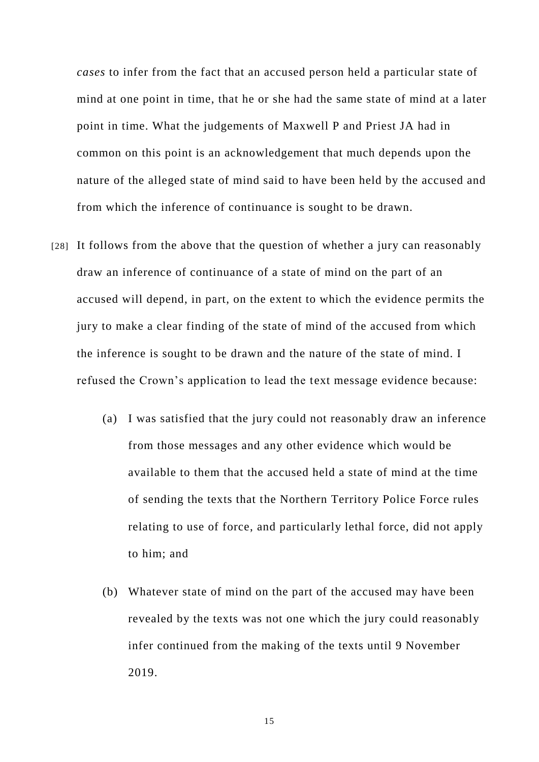*cases* to infer from the fact that an accused person held a particular state of mind at one point in time, that he or she had the same state of mind at a later point in time. What the judgements of Maxwell P and Priest JA had in common on this point is an acknowledgement that much depends upon the nature of the alleged state of mind said to have been held by the accused and from which the inference of continuance is sought to be drawn.

[28] It follows from the above that the question of whether a jury can reasonably draw an inference of continuance of a state of mind on the part of an accused will depend, in part, on the extent to which the evidence permits the jury to make a clear finding of the state of mind of the accused from which the inference is sought to be drawn and the nature of the state of mind. I refused the Crown's application to lead the text message evidence because:

(a) I was satisfied that the jury could not reasonably draw an inference from those messages and any other evidence which would be available to them that the accused held a state of mind at the time of sending the texts that the Northern Territory Police Force rules relating to use of force, and particularly lethal force, did not apply to him; and

(b) Whatever state of mind on the part of the accused may have been revealed by the texts was not one which the jury could reasonably infer continued from the making of the texts until 9 November 2019.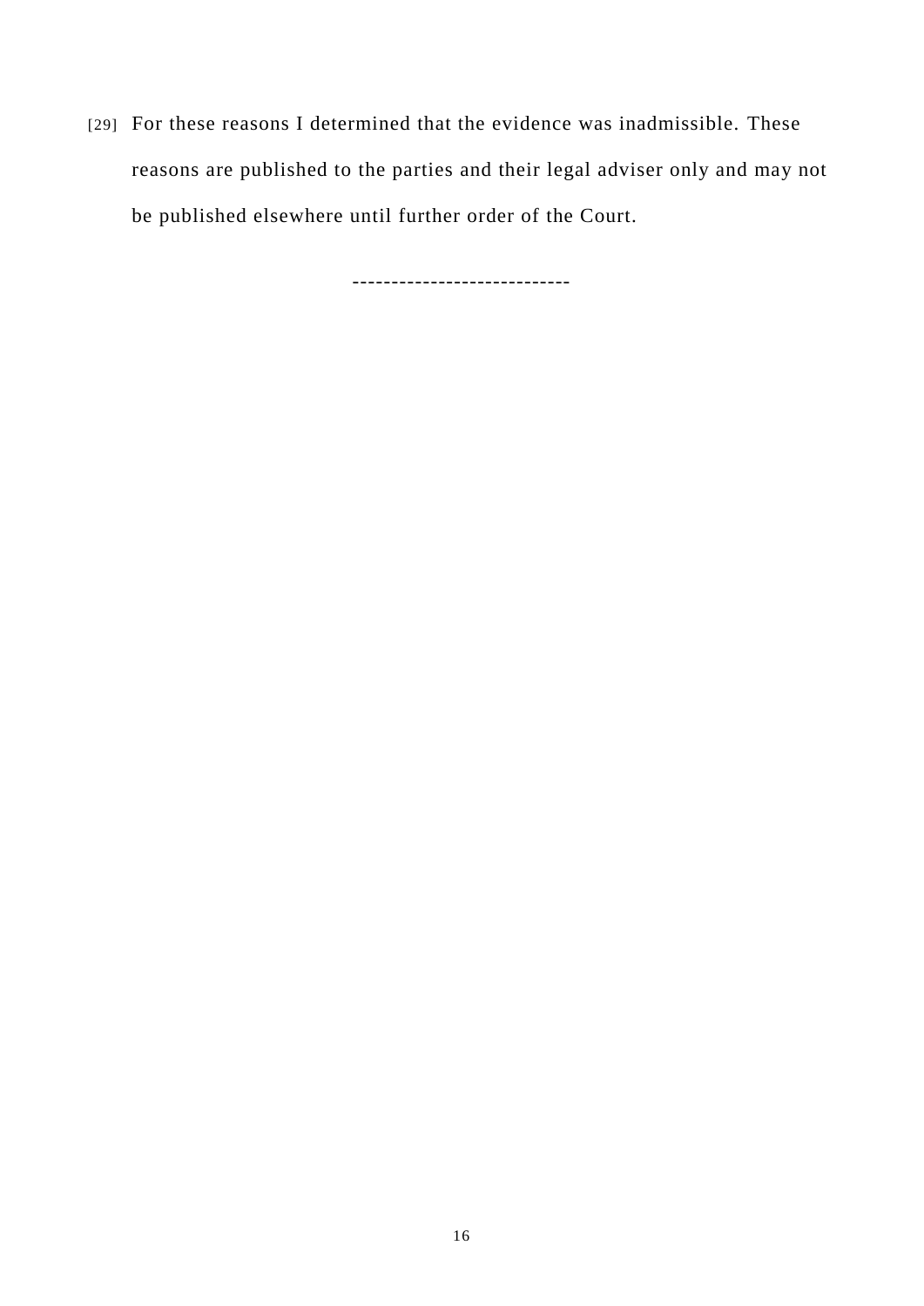[29] For these reasons I determined that the evidence was inadmissible. These reasons are published to the parties and their legal adviser only and may not be published elsewhere until further order of the Court.

----------------------------